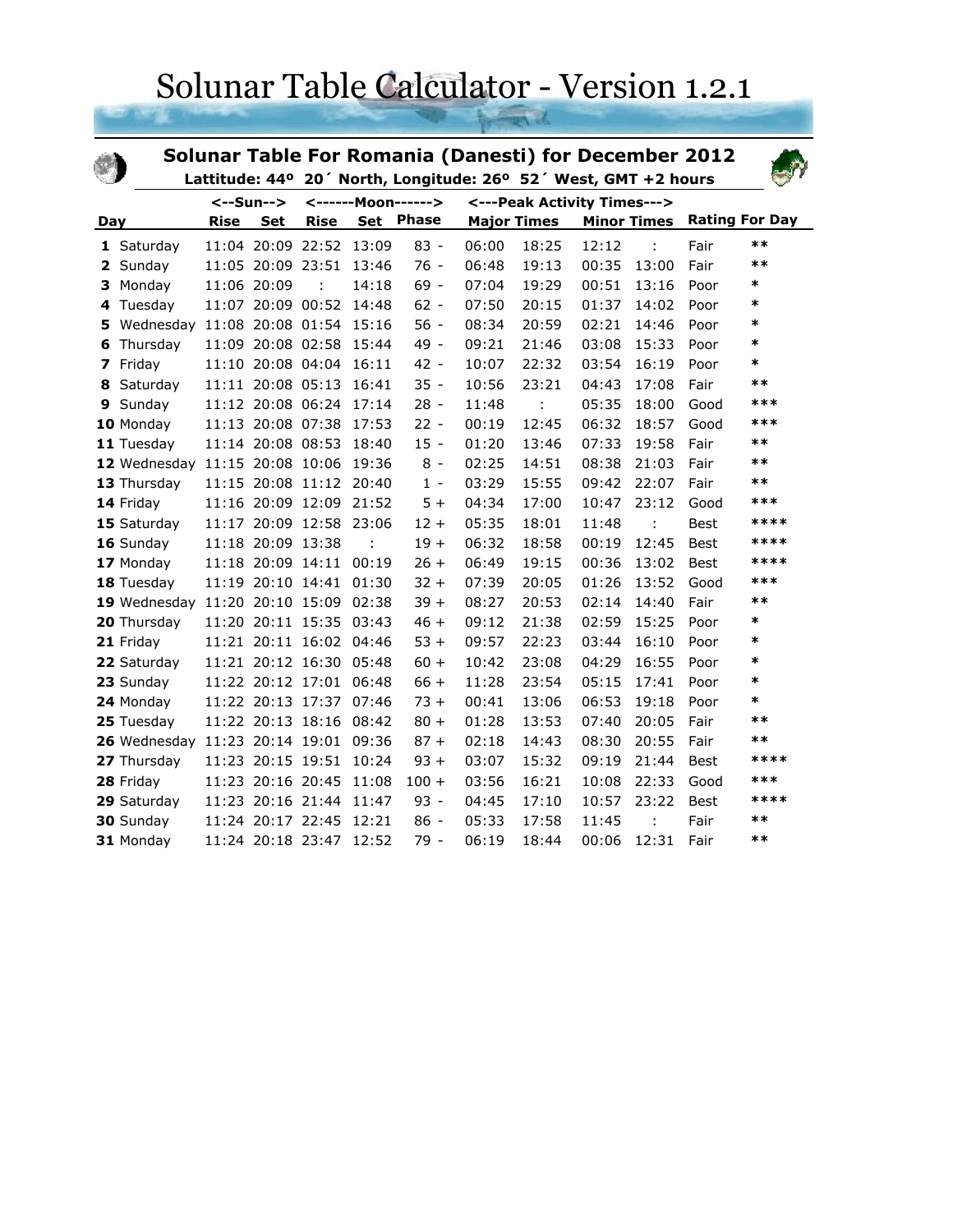# Solunar Table Calculator - Version 1.2.1

## Solunar Table For Romania (Danesti) for December 2012

**Lattitude: 44º 20´ North, Longitude: 26º 52´ West, GMT +2 hours**

| Day | | <--Sun--> | | <------Moon------> | | | <---Peak Activity Times---> | | | | Rating For Day | |
|---|---|---|---|---|---|---|---|---|---|---|---|---|
| | | Rise | Set | Rise | Set | Phase | Major Times | | Minor Times | | | |
| **1** | Saturday | 11:04 | 20:09 | 22:52 | 13:09 | 83 - | 06:00 | 18:25 | 12:12 | : | Fair | ** |
| **2** | Sunday | 11:05 | 20:09 | 23:51 | 13:46 | 76 - | 06:48 | 19:13 | 00:35 | 13:00 | Fair | ** |
| **3** | Monday | 11:06 | 20:09 | : | 14:18 | 69 - | 07:04 | 19:29 | 00:51 | 13:16 | Poor | * |
| **4** | Tuesday | 11:07 | 20:09 | 00:52 | 14:48 | 62 - | 07:50 | 20:15 | 01:37 | 14:02 | Poor | * |
| **5** | Wednesday | 11:08 | 20:08 | 01:54 | 15:16 | 56 - | 08:34 | 20:59 | 02:21 | 14:46 | Poor | * |
| **6** | Thursday | 11:09 | 20:08 | 02:58 | 15:44 | 49 - | 09:21 | 21:46 | 03:08 | 15:33 | Poor | * |
| **7** | Friday | 11:10 | 20:08 | 04:04 | 16:11 | 42 - | 10:07 | 22:32 | 03:54 | 16:19 | Poor | * |
| **8** | Saturday | 11:11 | 20:08 | 05:13 | 16:41 | 35 - | 10:56 | 23:21 | 04:43 | 17:08 | Fair | ** |
| **9** | Sunday | 11:12 | 20:08 | 06:24 | 17:14 | 28 - | 11:48 | : | 05:35 | 18:00 | Good | *** |
| **10** | Monday | 11:13 | 20:08 | 07:38 | 17:53 | 22 - | 00:19 | 12:45 | 06:32 | 18:57 | Good | *** |
| **11** | Tuesday | 11:14 | 20:08 | 08:53 | 18:40 | 15 - | 01:20 | 13:46 | 07:33 | 19:58 | Fair | ** |
| **12** | Wednesday | 11:15 | 20:08 | 10:06 | 19:36 | 8 - | 02:25 | 14:51 | 08:38 | 21:03 | Fair | ** |
| **13** | Thursday | 11:15 | 20:08 | 11:12 | 20:40 | 1 - | 03:29 | 15:55 | 09:42 | 22:07 | Fair | ** |
| **14** | Friday | 11:16 | 20:09 | 12:09 | 21:52 | 5 + | 04:34 | 17:00 | 10:47 | 23:12 | Good | *** |
| **15** | Saturday | 11:17 | 20:09 | 12:58 | 23:06 | 12 + | 05:35 | 18:01 | 11:48 | : | Best | **** |
| **16** | Sunday | 11:18 | 20:09 | 13:38 | : | 19 + | 06:32 | 18:58 | 00:19 | 12:45 | Best | **** |
| **17** | Monday | 11:18 | 20:09 | 14:11 | 00:19 | 26 + | 06:49 | 19:15 | 00:36 | 13:02 | Best | **** |
| **18** | Tuesday | 11:19 | 20:10 | 14:41 | 01:30 | 32 + | 07:39 | 20:05 | 01:26 | 13:52 | Good | *** |
| **19** | Wednesday | 11:20 | 20:10 | 15:09 | 02:38 | 39 + | 08:27 | 20:53 | 02:14 | 14:40 | Fair | ** |
| **20** | Thursday | 11:20 | 20:11 | 15:35 | 03:43 | 46 + | 09:12 | 21:38 | 02:59 | 15:25 | Poor | * |
| **21** | Friday | 11:21 | 20:11 | 16:02 | 04:46 | 53 + | 09:57 | 22:23 | 03:44 | 16:10 | Poor | * |
| **22** | Saturday | 11:21 | 20:12 | 16:30 | 05:48 | 60 + | 10:42 | 23:08 | 04:29 | 16:55 | Poor | * |
| **23** | Sunday | 11:22 | 20:12 | 17:01 | 06:48 | 66 + | 11:28 | 23:54 | 05:15 | 17:41 | Poor | * |
| **24** | Monday | 11:22 | 20:13 | 17:37 | 07:46 | 73 + | 00:41 | 13:06 | 06:53 | 19:18 | Poor | * |
| **25** | Tuesday | 11:22 | 20:13 | 18:16 | 08:42 | 80 + | 01:28 | 13:53 | 07:40 | 20:05 | Fair | ** |
| **26** | Wednesday | 11:23 | 20:14 | 19:01 | 09:36 | 87 + | 02:18 | 14:43 | 08:30 | 20:55 | Fair | ** |
| **27** | Thursday | 11:23 | 20:15 | 19:51 | 10:24 | 93 + | 03:07 | 15:32 | 09:19 | 21:44 | Best | **** |
| **28** | Friday | 11:23 | 20:16 | 20:45 | 11:08 | 100 + | 03:56 | 16:21 | 10:08 | 22:33 | Good | *** |
| **29** | Saturday | 11:23 | 20:16 | 21:44 | 11:47 | 93 - | 04:45 | 17:10 | 10:57 | 23:22 | Best | **** |
| **30** | Sunday | 11:24 | 20:17 | 22:45 | 12:21 | 86 - | 05:33 | 17:58 | 11:45 | : | Fair | ** |
| **31** | Monday | 11:24 | 20:18 | 23:47 | 12:52 | 79 - | 06:19 | 18:44 | 00:06 | 12:31 | Fair | ** |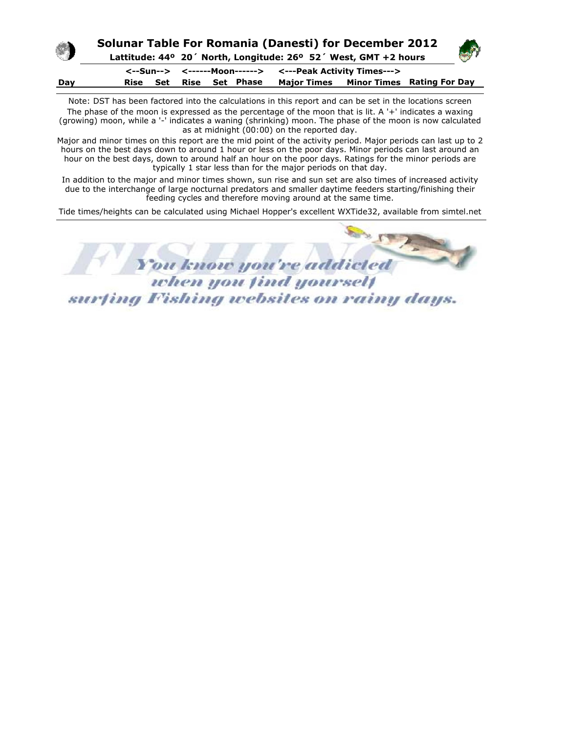# Solunar Table For Romania (Danesti) for December 2012

**Lattitude: 44º 20´ North, Longitude: 26º 52´ West, GMT +2 hours**

| | <--Sun--> | | <------Moon------> | | | <---Peak Activity Times---> | | |
|---|---|---|---|---|---|---|---|---|
| **Day** | **Rise** | **Set** | **Rise** | **Set** | **Phase** | **Major Times** | **Minor Times** | **Rating For Day** |

Note: DST has been factored into the calculations in this report and can be set in the locations screen

The phase of the moon is expressed as the percentage of the moon that is lit. A '+' indicates a waxing (growing) moon, while a '-' indicates a waning (shrinking) moon. The phase of the moon is now calculated as at midnight (00:00) on the reported day.

Major and minor times on this report are the mid point of the activity period. Major periods can last up to 2 hours on the best days down to around 1 hour or less on the poor days. Minor periods can last around an hour on the best days, down to around half an hour on the poor days. Ratings for the minor periods are typically 1 star less than for the major periods on that day.

In addition to the major and minor times shown, sun rise and sun set are also times of increased activity due to the interchange of large nocturnal predators and smaller daytime feeders starting/finishing their feeding cycles and therefore moving around at the same time.

Tide times/heights can be calculated using Michael Hopper's excellent WXTide32, available from simtel.net

FISHING

*You know you're addicted when you find yourself surfing Fishing websites on rainy days.*